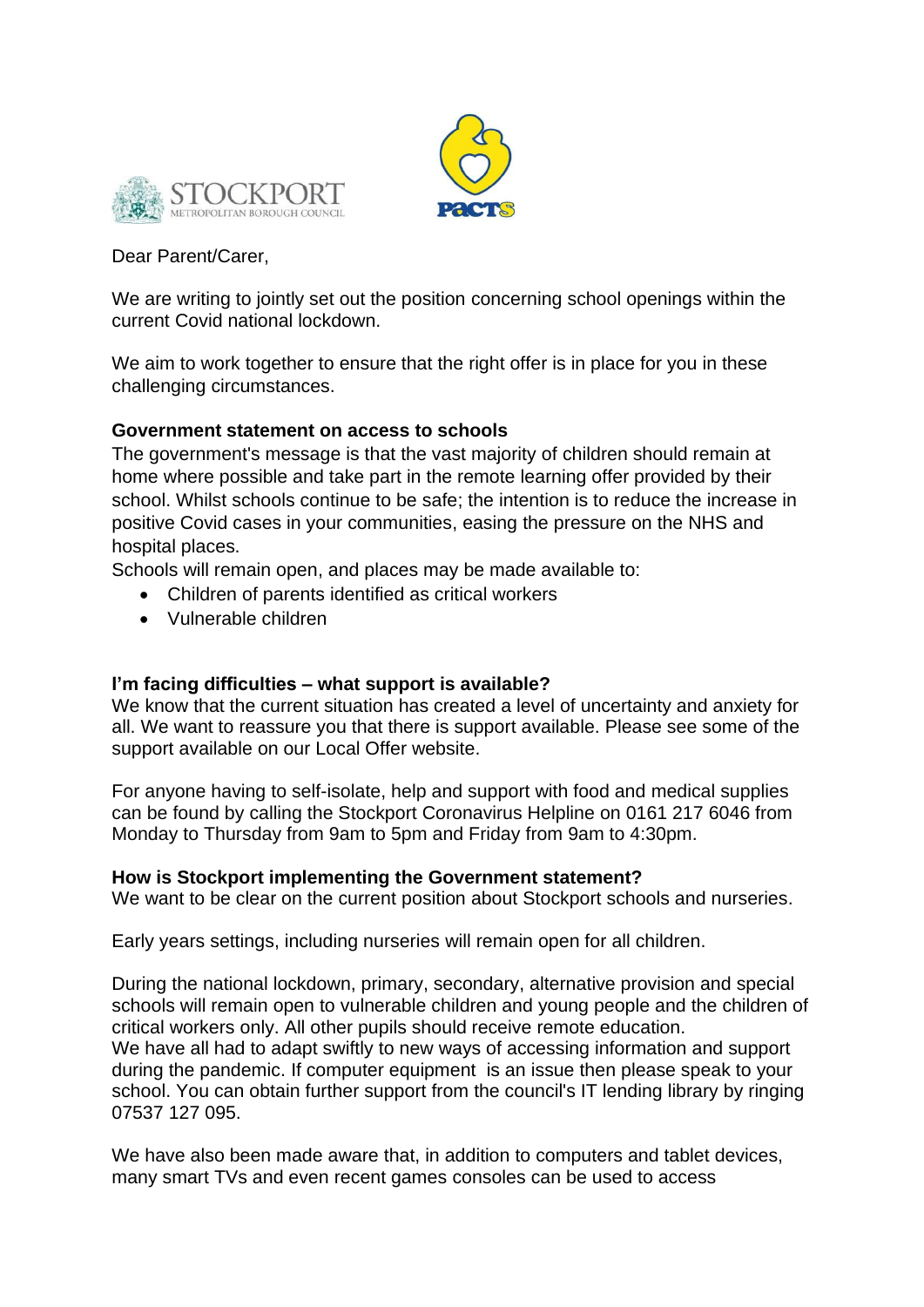Dear Parent/Carer,

We are writing to jointly set out the position concerning school openings within the current Covid national lockdown.

We aim to work together to ensure that the right offer is in place for you in these challenging circumstances.

**Government statement on access to schools**

The government's message is that the vast majority of children should remain at home where possible and take part in the remote learning offer provided by their school. Whilst schools continue to be safe; the intention is to reduce the increase in positive Covid cases in your communities, easing the pressure on the NHS and hospital places.

Schools will remain open, and places may be made available to:

- Children of parents identified as critical workers
- Vulnerable children

**I'm facing difficulties – what support is available?**

We know that the current situation has created a level of uncertainty and anxiety for all. We want to reassure you that there is support available. Please see some of the support available on our Local Offer website.

For anyone having to self-isolate, help and support with food and medical supplies can be found by calling the Stockport Coronavirus Helpline on 0161 217 6046 from Monday to Thursday from 9am to 5pm and Friday from 9am to 4:30pm.

**How is Stockport implementing the Government statement?**

We want to be clear on the current position about Stockport schools and nurseries.

Early years settings, including nurseries will remain open for all children.

During the national lockdown, primary, secondary, alternative provision and special schools will remain open to vulnerable children and young people and the children of critical workers only. All other pupils should receive remote education.

We have all had to adapt swiftly to new ways of accessing information and support during the pandemic. If computer equipment is an issue then please speak to your school. You can obtain further support from the council's IT lending library by ringing 07537 127 095.

We have also been made aware that, in addition to computers and tablet devices, many smart TVs and even recent games consoles can be used to access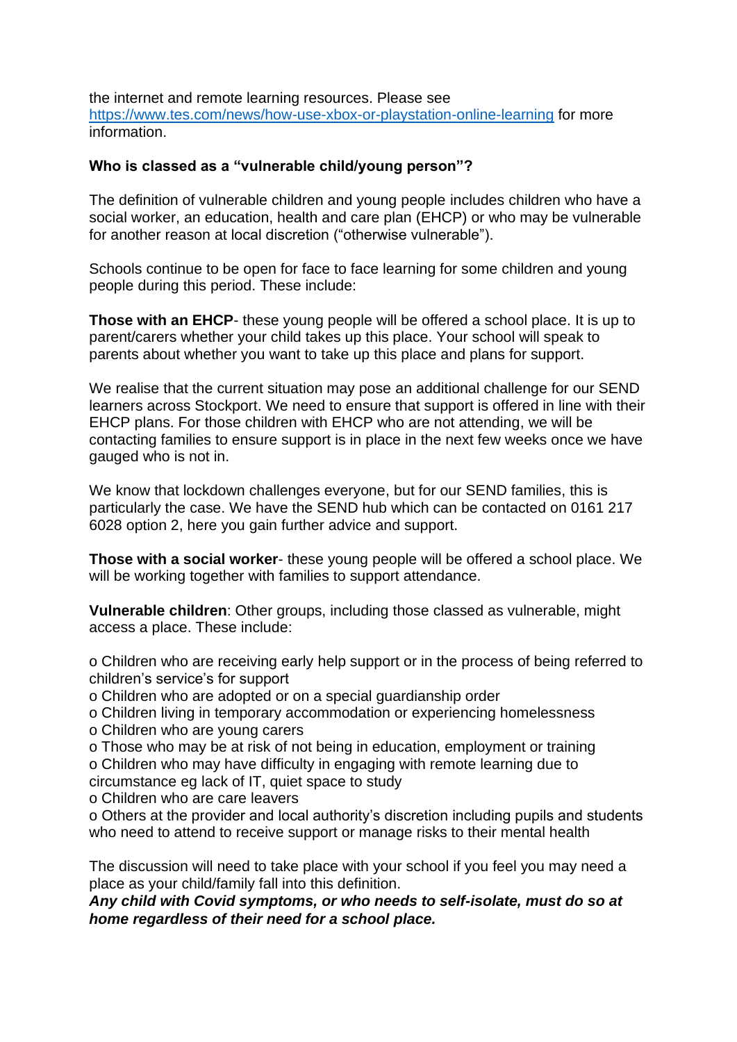the internet and remote learning resources. Please see https://www.tes.com/news/how-use-xbox-or-playstation-online-learning for more information.

**Who is classed as a "vulnerable child/young person"?**

The definition of vulnerable children and young people includes children who have a social worker, an education, health and care plan (EHCP) or who may be vulnerable for another reason at local discretion ("otherwise vulnerable").

Schools continue to be open for face to face learning for some children and young people during this period. These include:

**Those with an EHCP**- these young people will be offered a school place. It is up to parent/carers whether your child takes up this place. Your school will speak to parents about whether you want to take up this place and plans for support.

We realise that the current situation may pose an additional challenge for our SEND learners across Stockport. We need to ensure that support is offered in line with their EHCP plans. For those children with EHCP who are not attending, we will be contacting families to ensure support is in place in the next few weeks once we have gauged who is not in.

We know that lockdown challenges everyone, but for our SEND families, this is particularly the case. We have the SEND hub which can be contacted on 0161 217 6028 option 2, here you gain further advice and support.

**Those with a social worker**- these young people will be offered a school place. We will be working together with families to support attendance.

**Vulnerable children**: Other groups, including those classed as vulnerable, might access a place. These include:

- Children who are receiving early help support or in the process of being referred to children's service's for support
- Children who are adopted or on a special guardianship order
- Children living in temporary accommodation or experiencing homelessness
- Children who are young carers
- Those who may be at risk of not being in education, employment or training
- Children who may have difficulty in engaging with remote learning due to circumstance eg lack of IT, quiet space to study
- Children who are care leavers
- Others at the provider and local authority's discretion including pupils and students who need to attend to receive support or manage risks to their mental health

The discussion will need to take place with your school if you feel you may need a place as your child/family fall into this definition.

***Any child with Covid symptoms, or who needs to self-isolate, must do so at home regardless of their need for a school place.***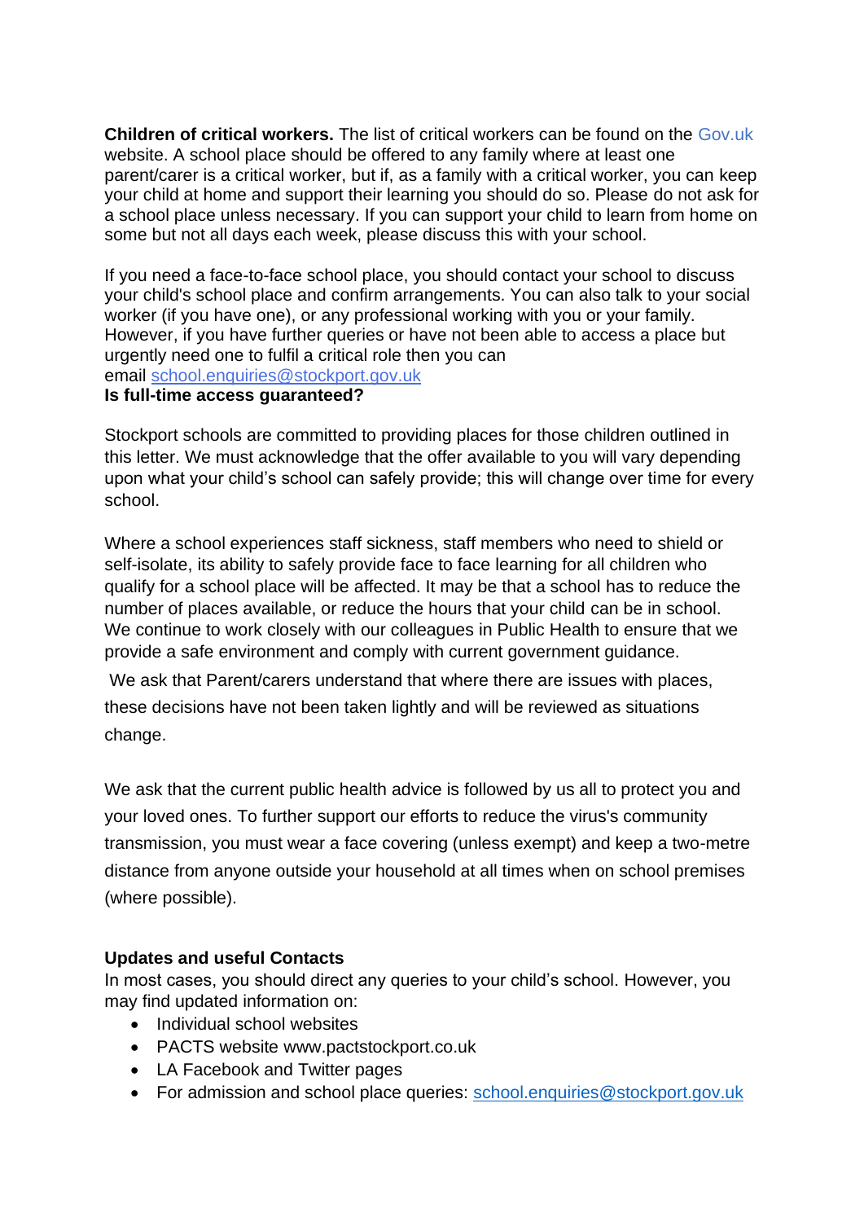**Children of critical workers.** The list of critical workers can be found on the Gov.uk website. A school place should be offered to any family where at least one parent/carer is a critical worker, but if, as a family with a critical worker, you can keep your child at home and support their learning you should do so. Please do not ask for a school place unless necessary. If you can support your child to learn from home on some but not all days each week, please discuss this with your school.

If you need a face-to-face school place, you should contact your school to discuss your child's school place and confirm arrangements. You can also talk to your social worker (if you have one), or any professional working with you or your family. However, if you have further queries or have not been able to access a place but urgently need one to fulfil a critical role then you can email school.enquiries@stockport.gov.uk

**Is full-time access guaranteed?**

Stockport schools are committed to providing places for those children outlined in this letter. We must acknowledge that the offer available to you will vary depending upon what your child's school can safely provide; this will change over time for every school.

Where a school experiences staff sickness, staff members who need to shield or self-isolate, its ability to safely provide face to face learning for all children who qualify for a school place will be affected. It may be that a school has to reduce the number of places available, or reduce the hours that your child can be in school. We continue to work closely with our colleagues in Public Health to ensure that we provide a safe environment and comply with current government guidance.

We ask that Parent/carers understand that where there are issues with places, these decisions have not been taken lightly and will be reviewed as situations change.

We ask that the current public health advice is followed by us all to protect you and your loved ones. To further support our efforts to reduce the virus's community transmission, you must wear a face covering (unless exempt) and keep a two-metre distance from anyone outside your household at all times when on school premises (where possible).

**Updates and useful Contacts**

In most cases, you should direct any queries to your child's school. However, you may find updated information on:

- Individual school websites
- PACTS website www.pactstockport.co.uk
- LA Facebook and Twitter pages
- For admission and school place queries: school.enquiries@stockport.gov.uk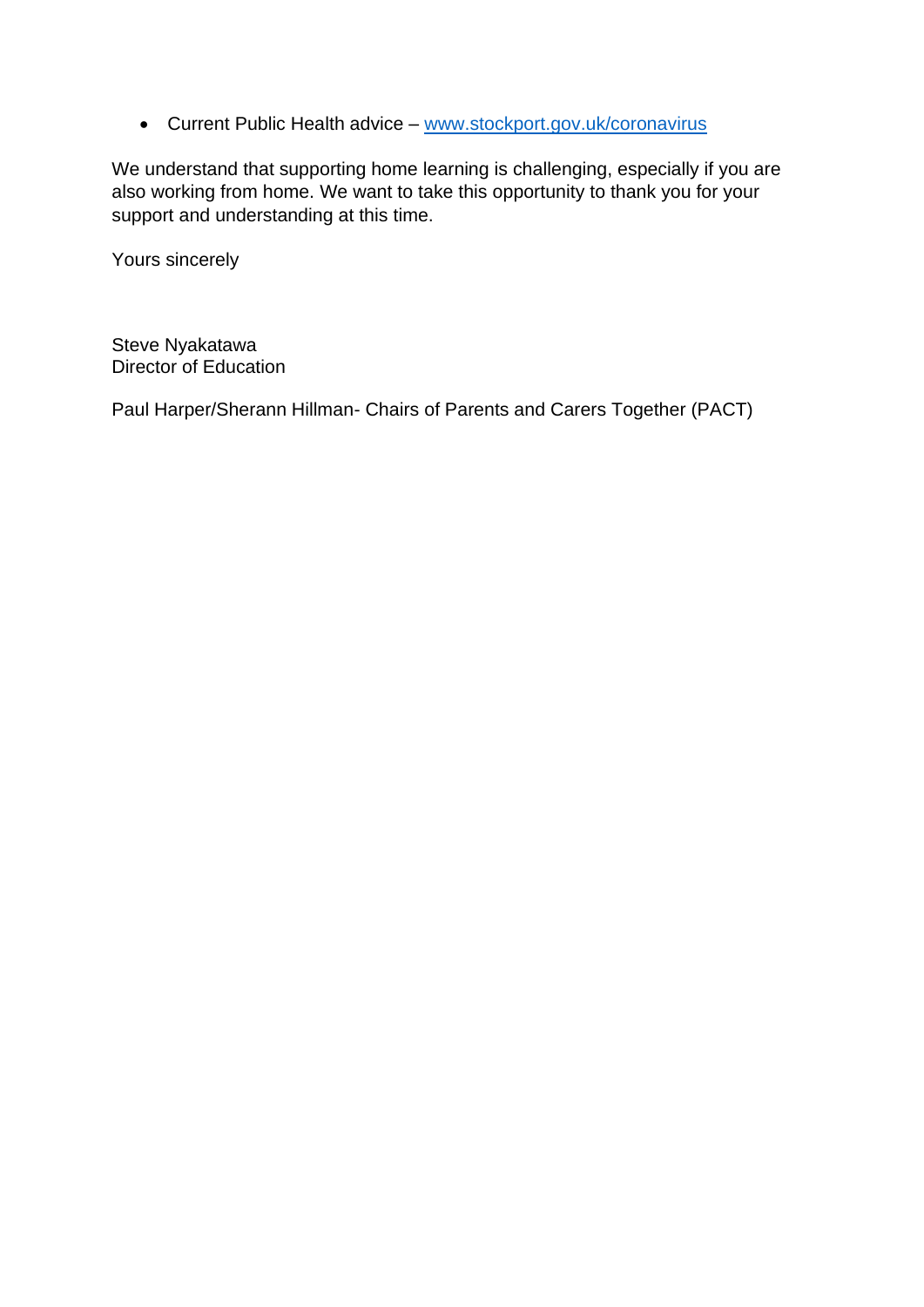- Current Public Health advice – [www.stockport.gov.uk/coronavirus](http://www.stockport.gov.uk/coronavirus)

We understand that supporting home learning is challenging, especially if you are also working from home. We want to take this opportunity to thank you for your support and understanding at this time.

Yours sincerely

Steve Nyakatawa
Director of Education

Paul Harper/Sherann Hillman- Chairs of Parents and Carers Together (PACT)